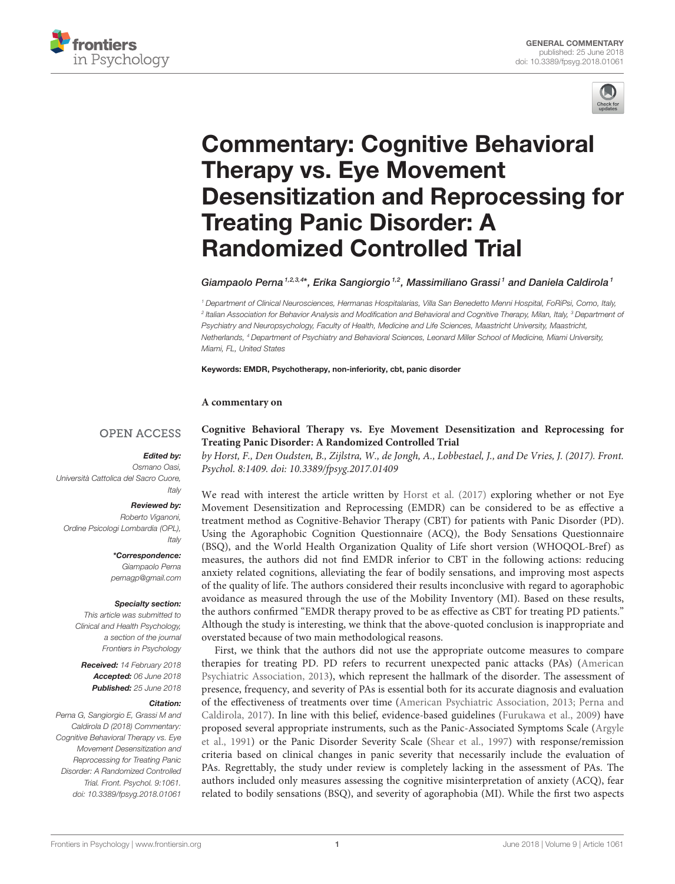GENERAL COMMENTARY
published: 25 June 2018
doi: 10.3389/fpsyg.2018.01061

# Commentary: Cognitive Behavioral Therapy vs. Eye Movement Desensitization and Reprocessing for Treating Panic Disorder: A Randomized Controlled Trial

*Giampaolo Perna*[1,2,3,4]*, *Erika Sangiorgio*[1,2], *Massimiliano Grassi*[1] *and Daniela Caldirola*[1]

[1] Department of Clinical Neurosciences, Hermanas Hospitalarias, Villa San Benedetto Menni Hospital, FoRiPsi, Como, Italy, [2] Italian Association for Behavior Analysis and Modification and Behavioral and Cognitive Therapy, Milan, Italy, [3] Department of Psychiatry and Neuropsychology, Faculty of Health, Medicine and Life Sciences, Maastricht University, Maastricht, Netherlands, [4] Department of Psychiatry and Behavioral Sciences, Leonard Miller School of Medicine, Miami University, Miami, FL, United States

**Keywords: EMDR, Psychotherapy, non-inferiority, cbt, panic disorder**

**A commentary on**

**Cognitive Behavioral Therapy vs. Eye Movement Desensitization and Reprocessing for Treating Panic Disorder: A Randomized Controlled Trial**
*by Horst, F., Den Oudsten, B., Zijlstra, W., de Jongh, A., Lobbestael, J., and De Vries, J. (2017). Front. Psychol. 8:1409. doi: 10.3389/fpsyg.2017.01409*

OPEN ACCESS

*Edited by:*
Osmano Oasi,
Università Cattolica del Sacro Cuore, Italy

*Reviewed by:*
Roberto Viganoni,
Ordine Psicologi Lombardia (OPL), Italy

***Correspondence:***
Giampaolo Perna
pernagp@gmail.com

**Specialty section:**
This article was submitted to Clinical and Health Psychology, a section of the journal Frontiers in Psychology

**Received:** 14 February 2018
**Accepted:** 06 June 2018
**Published:** 25 June 2018

**Citation:**
Perna G, Sangiorgio E, Grassi M and Caldirola D (2018) Commentary: Cognitive Behavioral Therapy vs. Eye Movement Desensitization and Reprocessing for Treating Panic Disorder: A Randomized Controlled Trial. Front. Psychol. 9:1061. doi: 10.3389/fpsyg.2018.01061

We read with interest the article written by Horst et al. (2017) exploring whether or not Eye Movement Desensitization and Reprocessing (EMDR) can be considered to be as effective a treatment method as Cognitive-Behavior Therapy (CBT) for patients with Panic Disorder (PD). Using the Agoraphobic Cognition Questionnaire (ACQ), the Body Sensations Questionnaire (BSQ), and the World Health Organization Quality of Life short version (WHOQOL-Bref) as measures, the authors did not find EMDR inferior to CBT in the following actions: reducing anxiety related cognitions, alleviating the fear of bodily sensations, and improving most aspects of the quality of life. The authors considered their results inconclusive with regard to agoraphobic avoidance as measured through the use of the Mobility Inventory (MI). Based on these results, the authors confirmed "EMDR therapy proved to be as effective as CBT for treating PD patients." Although the study is interesting, we think that the above-quoted conclusion is inappropriate and overstated because of two main methodological reasons.

First, we think that the authors did not use the appropriate outcome measures to compare therapies for treating PD. PD refers to recurrent unexpected panic attacks (PAs) (American Psychiatric Association, 2013), which represent the hallmark of the disorder. The assessment of presence, frequency, and severity of PAs is essential both for its accurate diagnosis and evaluation of the effectiveness of treatments over time (American Psychiatric Association, 2013; Perna and Caldirola, 2017). In line with this belief, evidence-based guidelines (Furukawa et al., 2009) have proposed several appropriate instruments, such as the Panic-Associated Symptoms Scale (Argyle et al., 1991) or the Panic Disorder Severity Scale (Shear et al., 1997) with response/remission criteria based on clinical changes in panic severity that necessarily include the evaluation of PAs. Regrettably, the study under review is completely lacking in the assessment of PAs. The authors included only measures assessing the cognitive misinterpretation of anxiety (ACQ), fear related to bodily sensations (BSQ), and severity of agoraphobia (MI). While the first two aspects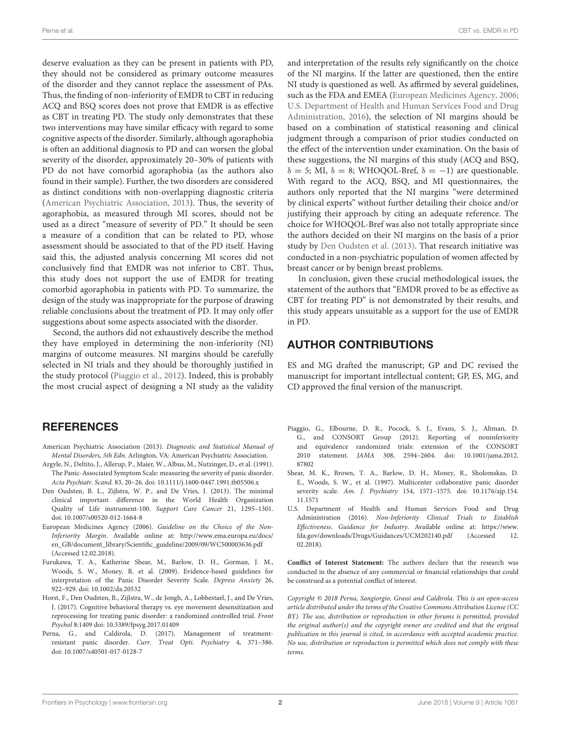deserve evaluation as they can be present in patients with PD, they should not be considered as primary outcome measures of the disorder and they cannot replace the assessment of PAs. Thus, the finding of non-inferiority of EMDR to CBT in reducing ACQ and BSQ scores does not prove that EMDR is as effective as CBT in treating PD. The study only demonstrates that these two interventions may have similar efficacy with regard to some cognitive aspects of the disorder. Similarly, although agoraphobia is often an additional diagnosis to PD and can worsen the global severity of the disorder, approximately 20–30% of patients with PD do not have comorbid agoraphobia (as the authors also found in their sample). Further, the two disorders are considered as distinct conditions with non-overlapping diagnostic criteria (American Psychiatric Association, 2013). Thus, the severity of agoraphobia, as measured through MI scores, should not be used as a direct "measure of severity of PD." It should be seen a measure of a condition that can be related to PD, whose assessment should be associated to that of the PD itself. Having said this, the adjusted analysis concerning MI scores did not conclusively find that EMDR was not inferior to CBT. Thus, this study does not support the use of EMDR for treating comorbid agoraphobia in patients with PD. To summarize, the design of the study was inappropriate for the purpose of drawing reliable conclusions about the treatment of PD. It may only offer suggestions about some aspects associated with the disorder.

Second, the authors did not exhaustively describe the method they have employed in determining the non-inferiority (NI) margins of outcome measures. NI margins should be carefully selected in NI trials and they should be thoroughly justified in the study protocol (Piaggio et al., 2012). Indeed, this is probably the most crucial aspect of designing a NI study as the validity and interpretation of the results rely significantly on the choice of the NI margins. If the latter are questioned, then the entire NI study is questioned as well. As affirmed by several guidelines, such as the FDA and EMEA (European Medicines Agency, 2006; U.S. Department of Health and Human Services Food and Drug Administration, 2016), the selection of NI margins should be based on a combination of statistical reasoning and clinical judgment through a comparison of prior studies conducted on the effect of the intervention under examination. On the basis of these suggestions, the NI margins of this study (ACQ and BSQ, $\delta = 5$; MI, $\delta = 8$; WHOQOL-Bref, $\delta = -1$) are questionable. With regard to the ACQ, BSQ, and MI questionnaires, the authors only reported that the NI margins "were determined by clinical experts" without further detailing their choice and/or justifying their approach by citing an adequate reference. The choice for WHOQOL-Bref was also not totally appropriate since the authors decided on their NI margins on the basis of a prior study by Den Oudsten et al. (2013). That research initiative was conducted in a non-psychiatric population of women affected by breast cancer or by benign breast problems.

In conclusion, given these crucial methodological issues, the statement of the authors that "EMDR proved to be as effective as CBT for treating PD" is not demonstrated by their results, and this study appears unsuitable as a support for the use of EMDR in PD.

## AUTHOR CONTRIBUTIONS

ES and MG drafted the manuscript; GP and DC revised the manuscript for important intellectual content; GP, ES, MG, and CD approved the final version of the manuscript.

## REFERENCES

American Psychiatric Association (2013). *Diagnostic and Statistical Manual of Mental Disorders, 5th Edn*. Arlington, VA: American Psychiatric Association.

Argyle, N., Deltito, J., Allerup, P., Maier, W., Albus, M., Nutzinger, D., et al. (1991). The Panic-Associated Symptom Scale: measuring the severity of panic disorder. *Acta Psychiatr. Scand.* 83, 20–26. doi: 10.1111/j.1600-0447.1991.tb05506.x

Den Oudsten, B. L., Zijlstra, W. P., and De Vries, J. (2013). The minimal clinical important difference in the World Health Organization Quality of Life instrument-100. *Support Care Cancer* 21, 1295–1301. doi: 10.1007/s00520-012-1664-8

European Medicines Agency (2006). *Guideline on the Choice of the Non-Inferiority Margin*. Available online at: http://www.ema.europa.eu/docs/en_GB/document_library/Scientific_guideline/2009/09/WC500003636.pdf (Accessed 12.02.2018).

Furukawa, T. A., Katherine Shear, M., Barlow, D. H., Gorman, J. M., Woods, S. W., Money, R. et al. (2009). Evidence-based guidelines for interpretation of the Panic Disorder Severity Scale. *Depress Anxiety* 26, 922–929. doi: 10.1002/da.20532

Horst, F., Den Oudsten, B., Zijlstra, W., de Jongh, A., Lobbestael, J., and De Vries, J. (2017). Cognitive behavioral therapy vs. eye movement desensitization and reprocessing for treating panic disorder: a randomized controlled trial. *Front Psychol* 8:1409 doi: 10.3389/fpsyg.2017.01409

Perna, G., and Caldirola, D. (2017). Management of treatment-resistant panic disorder. *Curr. Treat Opti. Psychiatry* 4, 371–386. doi: 10.1007/s40501-017-0128-7

Piaggio, G., Elbourne, D. R., Pocock, S. J., Evans, S. J., Altman, D. G., and CONSORT Group (2012). Reporting of noninferiority and equivalence randomized trials: extension of the CONSORT 2010 statement. *JAMA* 308, 2594–2604. doi: 10.1001/jama.2012.87802

Shear, M. K., Brown, T. A., Barlow, D. H., Money, R., Sholomskas, D. E., Woods, S. W., et al. (1997). Multicenter collaborative panic disorder severity scale. *Am. J. Psychiatry* 154, 1571–1575. doi: 10.1176/ajp.154.11.1571

U.S. Department of Health and Human Services Food and Drug Administration (2016). *Non-Inferiority Clinical Trials to Establish Effectiveness. Guidance for Industry.* Available online at: https://www.fda.gov/downloads/Drugs/Guidances/UCM202140.pdf (Accessed 12.02.2018).

**Conflict of Interest Statement:** The authors declare that the research was conducted in the absence of any commercial or financial relationships that could be construed as a potential conflict of interest.

*Copyright © 2018 Perna, Sangiorgio, Grassi and Caldirola. This is an open-access article distributed under the terms of the Creative Commons Attribution License (CC BY). The use, distribution or reproduction in other forums is permitted, provided the original author(s) and the copyright owner are credited and that the original publication in this journal is cited, in accordance with accepted academic practice. No use, distribution or reproduction is permitted which does not comply with these terms.*